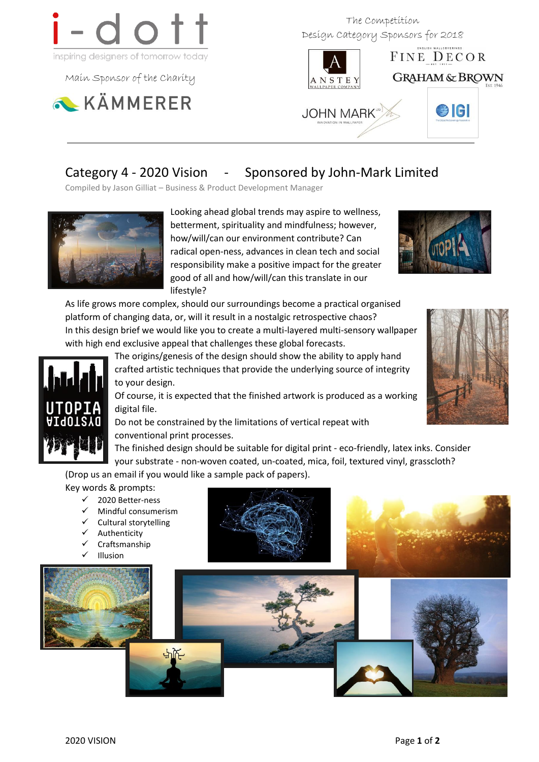i-dott

inspiring designers of tomorrow today

Main Sponsor of the Charity

KÄMMERER

The Competition
Design Category Sponsors for 2018

ANSTEY WALLPAPER COMPANY

FINE DECOR

GRAHAM & BROWN

JOHN MARK

IGI

# Category 4 - 2020 Vision - Sponsored by John-Mark Limited

Compiled by Jason Gilliat – Business & Product Development Manager

Looking ahead global trends may aspire to wellness, betterment, spirituality and mindfulness; however, how/will/can our environment contribute? Can radical open-ness, advances in clean tech and social responsibility make a positive impact for the greater good of all and how/will/can this translate in our lifestyle?

As life grows more complex, should our surroundings become a practical organised platform of changing data, or, will it result in a nostalgic retrospective chaos?

In this design brief we would like you to create a multi-layered multi-sensory wallpaper with high end exclusive appeal that challenges these global forecasts.

The origins/genesis of the design should show the ability to apply hand crafted artistic techniques that provide the underlying source of integrity to your design.

Of course, it is expected that the finished artwork is produced as a working digital file.

Do not be constrained by the limitations of vertical repeat with conventional print processes.

The finished design should be suitable for digital print - eco-friendly, latex inks. Consider your substrate - non-woven coated, un-coated, mica, foil, textured vinyl, grasscloth?

(Drop us an email if you would like a sample pack of papers).

Key words & prompts:

- ✓ 2020 Better-ness
- ✓ Mindful consumerism
- ✓ Cultural storytelling
- ✓ Authenticity
- ✓ Craftsmanship
- ✓ Illusion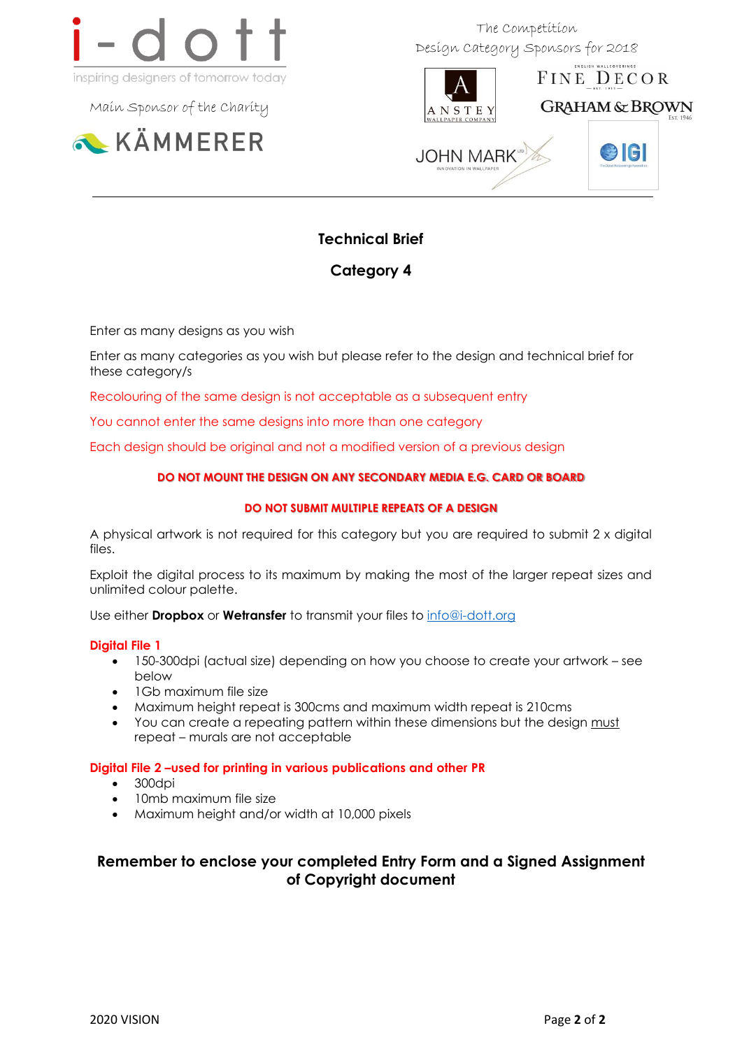i-dott
inspiring designers of tomorrow today

Main Sponsor of the Charity

KÄMMERER

The Competition
Design Category Sponsors for 2018

ANSTEY WALLPAPER COMPANY

FINE DECOR

GRAHAM & BROWN

JOHN MARK

IGI

---

## Technical Brief

## Category 4

Enter as many designs as you wish

Enter as many categories as you wish but please refer to the design and technical brief for these category/s

Recolouring of the same design is not acceptable as a subsequent entry

You cannot enter the same designs into more than one category

Each design should be original and not a modified version of a previous design

**DO NOT MOUNT THE DESIGN ON ANY SECONDARY MEDIA E.G. CARD OR BOARD**

**DO NOT SUBMIT MULTIPLE REPEATS OF A DESIGN**

A physical artwork is not required for this category but you are required to submit 2 x digital files.

Exploit the digital process to its maximum by making the most of the larger repeat sizes and unlimited colour palette.

Use either **Dropbox** or **Wetransfer** to transmit your files to info@i-dott.org

**Digital File 1**

- 150-300dpi (actual size) depending on how you choose to create your artwork – see below
- 1Gb maximum file size
- Maximum height repeat is 300cms and maximum width repeat is 210cms
- You can create a repeating pattern within these dimensions but the design must repeat – murals are not acceptable

**Digital File 2 –used for printing in various publications and other PR**

- 300dpi
- 10mb maximum file size
- Maximum height and/or width at 10,000 pixels

**Remember to enclose your completed Entry Form and a Signed Assignment of Copyright document**

2020 VISION